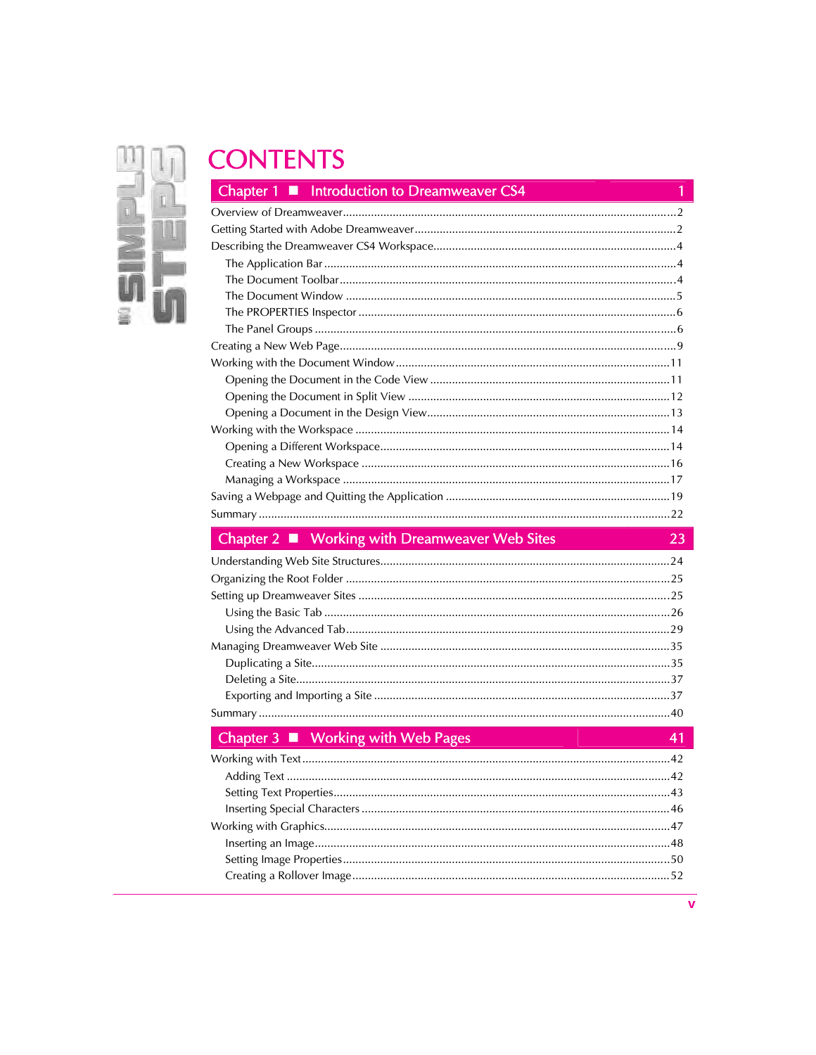# CONTENTS

## Chapter 1 ■ Introduction to Dreamweaver CS4 — 1

- Overview of Dreamweaver ........ 2
- Getting Started with Adobe Dreamweaver ........ 2
- Describing the Dreamweaver CS4 Workspace ........ 4
  - The Application Bar ........ 4
  - The Document Toolbar ........ 4
  - The Document Window ........ 5
  - The PROPERTIES Inspector ........ 6
  - The Panel Groups ........ 6
- Creating a New Web Page ........ 9
- Working with the Document Window ........ 11
  - Opening the Document in the Code View ........ 11
  - Opening the Document in Split View ........ 12
  - Opening a Document in the Design View ........ 13
- Working with the Workspace ........ 14
  - Opening a Different Workspace ........ 14
  - Creating a New Workspace ........ 16
  - Managing a Workspace ........ 17
- Saving a Webpage and Quitting the Application ........ 19
- Summary ........ 22

## Chapter 2 ■ Working with Dreamweaver Web Sites — 23

- Understanding Web Site Structures ........ 24
- Organizing the Root Folder ........ 25
- Setting up Dreamweaver Sites ........ 25
  - Using the Basic Tab ........ 26
  - Using the Advanced Tab ........ 29
- Managing Dreamweaver Web Site ........ 35
  - Duplicating a Site ........ 35
  - Deleting a Site ........ 37
  - Exporting and Importing a Site ........ 37
- Summary ........ 40

## Chapter 3 ■ Working with Web Pages — 41

- Working with Text ........ 42
  - Adding Text ........ 42
  - Setting Text Properties ........ 43
  - Inserting Special Characters ........ 46
- Working with Graphics ........ 47
  - Inserting an Image ........ 48
  - Setting Image Properties ........ 50
  - Creating a Rollover Image ........ 52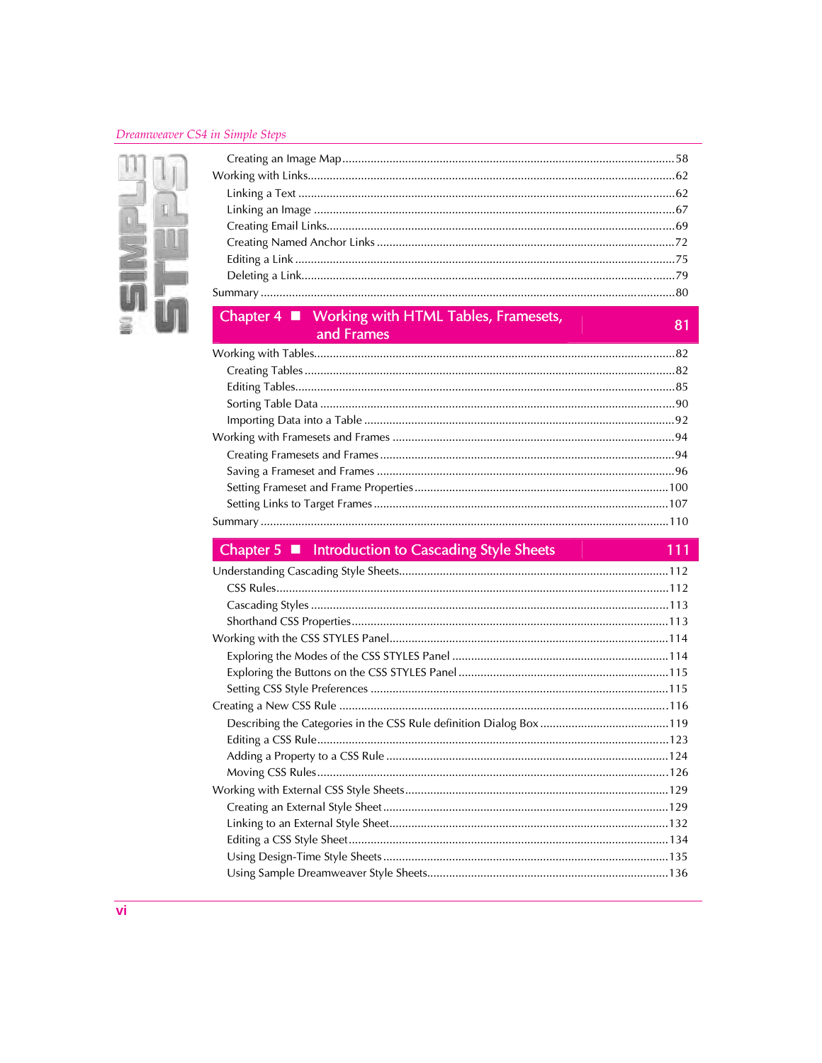Creating an Image Map ........................................................................................ 58
Working with Links............................................................................................................. 62
Linking a Text ............................................................................................................. 62
Linking an Image ........................................................................................................ 67
Creating Email Links.................................................................................................... 69
Creating Named Anchor Links ..................................................................................... 72
Editing a Link .............................................................................................................. 75
Deleting a Link............................................................................................................. 79
Summary ............................................................................................................................ 80

## Chapter 4 ■ Working with HTML Tables, Framesets, and Frames — 81

Working with Tables........................................................................................................... 82
Creating Tables ........................................................................................................... 82
Editing Tables.............................................................................................................. 85
Sorting Table Data ...................................................................................................... 90
Importing Data into a Table ........................................................................................ 92
Working with Framesets and Frames ................................................................................ 94
Creating Framesets and Frames .................................................................................. 94
Saving a Frameset and Frames .................................................................................... 96
Setting Frameset and Frame Properties ..................................................................... 100
Setting Links to Target Frames .................................................................................. 107
Summary .......................................................................................................................... 110

## Chapter 5 ■ Introduction to Cascading Style Sheets — 111

Understanding Cascading Style Sheets.............................................................................. 112
CSS Rules.................................................................................................................. 112
Cascading Styles ....................................................................................................... 113
Shorthand CSS Properties.......................................................................................... 113
Working with the CSS STYLES Panel................................................................................ 114
Exploring the Modes of the CSS STYLES Panel ......................................................... 114
Exploring the Buttons on the CSS STYLES Panel ........................................................ 115
Setting CSS Style Preferences .................................................................................... 115
Creating a New CSS Rule ................................................................................................. 116
Describing the Categories in the CSS Rule definition Dialog Box ............................... 119
Editing a CSS Rule..................................................................................................... 123
Adding a Property to a CSS Rule ............................................................................... 124
Moving CSS Rules...................................................................................................... 126
Working with External CSS Style Sheets........................................................................... 129
Creating an External Style Sheet ................................................................................ 129
Linking to an External Style Sheet.............................................................................. 132
Editing a CSS Style Sheet........................................................................................... 134
Using Design-Time Style Sheets ................................................................................. 135
Using Sample Dreamweaver Style Sheets.................................................................. 136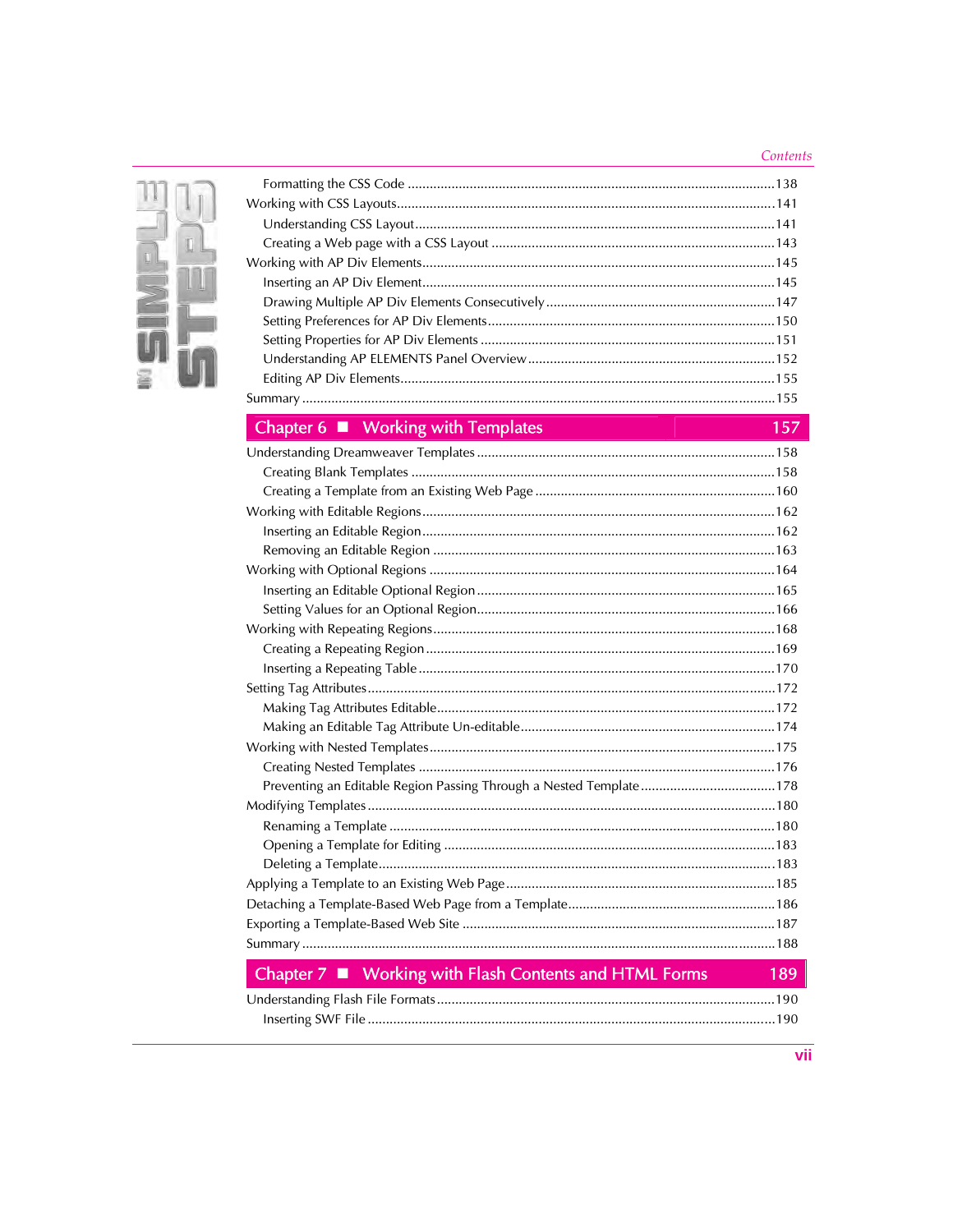Formatting the CSS Code ....................................................................................................138
Working with CSS Layouts.......................................................................................................141
Understanding CSS Layout..................................................................................................141
Creating a Web page with a CSS Layout .............................................................................143
Working with AP Div Elements................................................................................................145
Inserting an AP Div Element................................................................................................145
Drawing Multiple AP Div Elements Consecutively...............................................................147
Setting Preferences for AP Div Elements..............................................................................150
Setting Properties for AP Div Elements ................................................................................151
Understanding AP ELEMENTS Panel Overview....................................................................152
Editing AP Div Elements......................................................................................................155
Summary .................................................................................................................................155

## Chapter 6 ■ Working with Templates 157

Understanding Dreamweaver Templates .................................................................................158
Creating Blank Templates ...................................................................................................158
Creating a Template from an Existing Web Page .................................................................160
Working with Editable Regions................................................................................................162
Inserting an Editable Region................................................................................................162
Removing an Editable Region .............................................................................................163
Working with Optional Regions ..............................................................................................164
Inserting an Editable Optional Region.................................................................................165
Setting Values for an Optional Region.................................................................................166
Working with Repeating Regions.............................................................................................168
Creating a Repeating Region...............................................................................................169
Inserting a Repeating Table.................................................................................................170
Setting Tag Attributes...............................................................................................................172
Making Tag Attributes Editable............................................................................................172
Making an Editable Tag Attribute Un-editable.....................................................................174
Working with Nested Templates..............................................................................................175
Creating Nested Templates .................................................................................................176
Preventing an Editable Region Passing Through a Nested Template.....................................178
Modifying Templates...............................................................................................................180
Renaming a Template .........................................................................................................180
Opening a Template for Editing ..........................................................................................183
Deleting a Template............................................................................................................183
Applying a Template to an Existing Web Page.........................................................................185
Detaching a Template-Based Web Page from a Template........................................................186
Exporting a Template-Based Web Site .....................................................................................187
Summary .................................................................................................................................188

## Chapter 7 ■ Working with Flash Contents and HTML Forms 189

Understanding Flash File Formats............................................................................................190
Inserting SWF File ...............................................................................................................190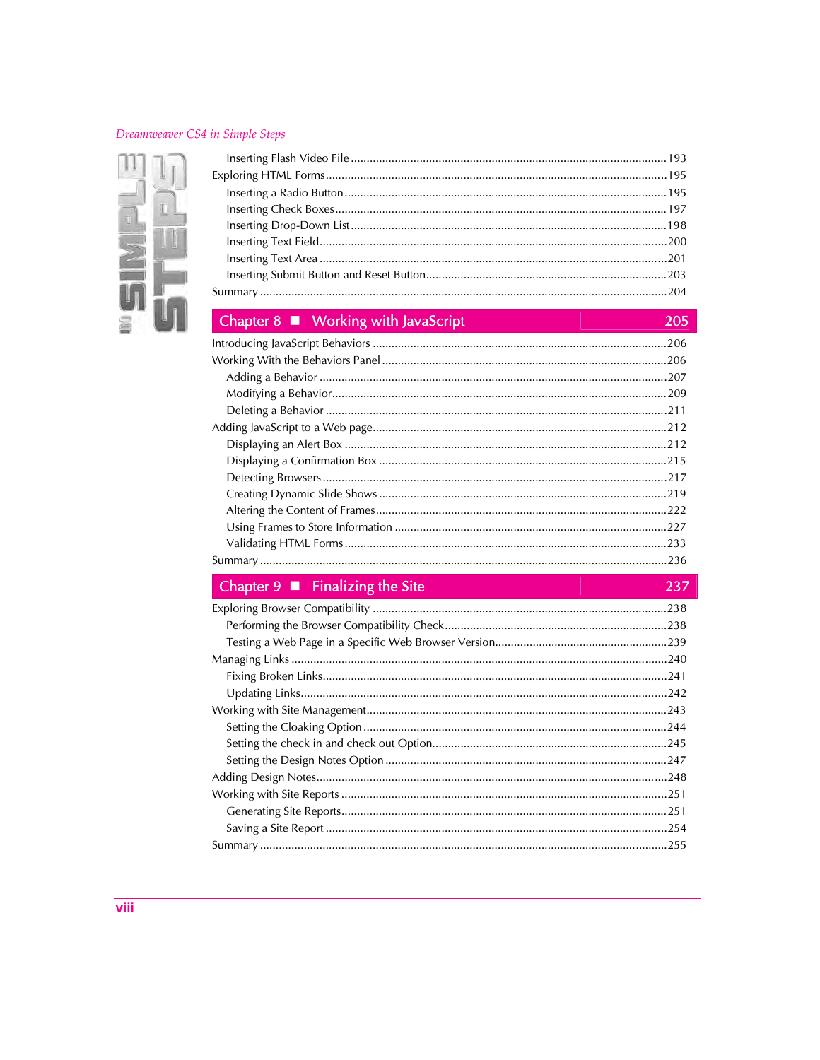Inserting Flash Video File ....................................................................................................193

Exploring HTML Forms............................................................................................................195

Inserting a Radio Button.......................................................................................................195

Inserting Check Boxes...........................................................................................................197

Inserting Drop-Down List......................................................................................................198

Inserting Text Field................................................................................................................200

Inserting Text Area ................................................................................................................201

Inserting Submit Button and Reset Button..............................................................................203

Summary ..................................................................................................................................204

## Chapter 8 ■ Working with JavaScript 205

Introducing JavaScript Behaviors ..............................................................................................206

Working With the Behaviors Panel ...........................................................................................206

Adding a Behavior ................................................................................................................207

Modifying a Behavior............................................................................................................209

Deleting a Behavior ..............................................................................................................211

Adding JavaScript to a Web page..............................................................................................212

Displaying an Alert Box ........................................................................................................212

Displaying a Confirmation Box .............................................................................................215

Detecting Browsers ...............................................................................................................217

Creating Dynamic Slide Shows .............................................................................................219

Altering the Content of Frames..............................................................................................222

Using Frames to Store Information ........................................................................................227

Validating HTML Forms........................................................................................................233

Summary ..................................................................................................................................236

## Chapter 9 ■ Finalizing the Site 237

Exploring Browser Compatibility ..............................................................................................238

Performing the Browser Compatibility Check........................................................................238

Testing a Web Page in a Specific Web Browser Version........................................................239

Managing Links ........................................................................................................................240

Fixing Broken Links..............................................................................................................241

Updating Links......................................................................................................................242

Working with Site Management................................................................................................243

Setting the Cloaking Option .................................................................................................244

Setting the check in and check out Option............................................................................245

Setting the Design Notes Option ..........................................................................................247

Adding Design Notes................................................................................................................248

Working with Site Reports ........................................................................................................251

Generating Site Reports.........................................................................................................251

Saving a Site Report .............................................................................................................254

Summary ..................................................................................................................................255